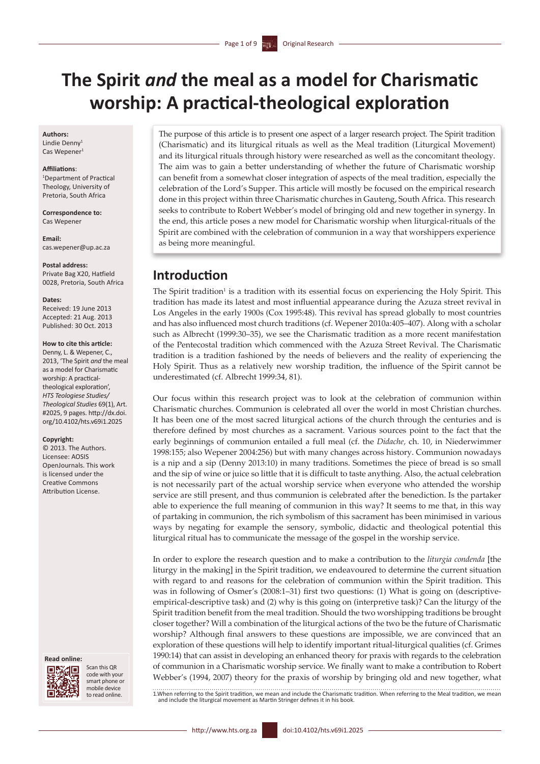# The Spirit *and* the meal as a model for Charismatic worship: A practical-theological exploration

**Authors:**
Lindie Denny[1]
Cas Wepener[1]

**Affiliations**:
[1]Department of Practical Theology, University of Pretoria, South Africa

**Correspondence to:**
Cas Wepener

**Email:**
cas.wepener@up.ac.za

**Postal address:**
Private Bag X20, Hatfield 0028, Pretoria, South Africa

**Dates:**
Received: 19 June 2013
Accepted: 21 Aug. 2013
Published: 30 Oct. 2013

**How to cite this article:**
Denny, L. & Wepener, C., 2013, 'The Spirit *and* the meal as a model for Charismatic worship: A practical-theological exploration', *HTS Teologiese Studies/Theological Studies* 69(1), Art. #2025, 9 pages. http://dx.doi.org/10.4102/hts.v69i1.2025

**Copyright:**
© 2013. The Authors. Licensee: AOSIS OpenJournals. This work is licensed under the Creative Commons Attribution License.

**Read online:**
Scan this QR code with your smart phone or mobile device to read online.

The purpose of this article is to present one aspect of a larger research project. The Spirit tradition (Charismatic) and its liturgical rituals as well as the Meal tradition (Liturgical Movement) and its liturgical rituals through history were researched as well as the concomitant theology. The aim was to gain a better understanding of whether the future of Charismatic worship can benefit from a somewhat closer integration of aspects of the meal tradition, especially the celebration of the Lord's Supper. This article will mostly be focused on the empirical research done in this project within three Charismatic churches in Gauteng, South Africa. This research seeks to contribute to Robert Webber's model of bringing old and new together in synergy. In the end, this article poses a new model for Charismatic worship when liturgical-rituals of the Spirit are combined with the celebration of communion in a way that worshippers experience as being more meaningful.

## Introduction

The Spirit tradition[1] is a tradition with its essential focus on experiencing the Holy Spirit. This tradition has made its latest and most influential appearance during the Azuza street revival in Los Angeles in the early 1900s (Cox 1995:48). This revival has spread globally to most countries and has also influenced most church traditions (cf. Wepener 2010a:405–407). Along with a scholar such as Albrecht (1999:30–35), we see the Charismatic tradition as a more recent manifestation of the Pentecostal tradition which commenced with the Azuza Street Revival. The Charismatic tradition is a tradition fashioned by the needs of believers and the reality of experiencing the Holy Spirit. Thus as a relatively new worship tradition, the influence of the Spirit cannot be underestimated (cf. Albrecht 1999:34, 81).

Our focus within this research project was to look at the celebration of communion within Charismatic churches. Communion is celebrated all over the world in most Christian churches. It has been one of the most sacred liturgical actions of the church through the centuries and is therefore defined by most churches as a sacrament. Various sources point to the fact that the early beginnings of communion entailed a full meal (cf. the *Didache,* ch. 10, in Niederwimmer 1998:155; also Wepener 2004:256) but with many changes across history. Communion nowadays is a nip and a sip (Denny 2013:10) in many traditions. Sometimes the piece of bread is so small and the sip of wine or juice so little that it is difficult to taste anything. Also, the actual celebration is not necessarily part of the actual worship service when everyone who attended the worship service are still present, and thus communion is celebrated after the benediction. Is the partaker able to experience the full meaning of communion in this way? It seems to me that, in this way of partaking in communion, the rich symbolism of this sacrament has been minimised in various ways by negating for example the sensory, symbolic, didactic and theological potential this liturgical ritual has to communicate the message of the gospel in the worship service.

In order to explore the research question and to make a contribution to the *liturgia condenda* [the liturgy in the making] in the Spirit tradition, we endeavoured to determine the current situation with regard to and reasons for the celebration of communion within the Spirit tradition. This was in following of Osmer's (2008:1–31) first two questions: (1) What is going on (descriptive-empirical-descriptive task) and (2) why is this going on (interpretive task)? Can the liturgy of the Spirit tradition benefit from the meal tradition? Should the two worshipping traditions be brought closer together? Will a combination of the liturgical actions of the two be the future of Charismatic worship? Although final answers to these questions are impossible, we are convinced that an exploration of these questions will help to identify important ritual-liturgical qualities (cf. Grimes 1990:14) that can assist in developing an enhanced theory for praxis with regards to the celebration of communion in a Charismatic worship service. We finally want to make a contribution to Robert Webber's (1994, 2007) theory for the praxis of worship by bringing old and new together, what

1.When referring to the Spirit tradition, we mean and include the Charismatic tradition. When referring to the Meal tradition, we mean and include the liturgical movement as Martin Stringer defines it in his book.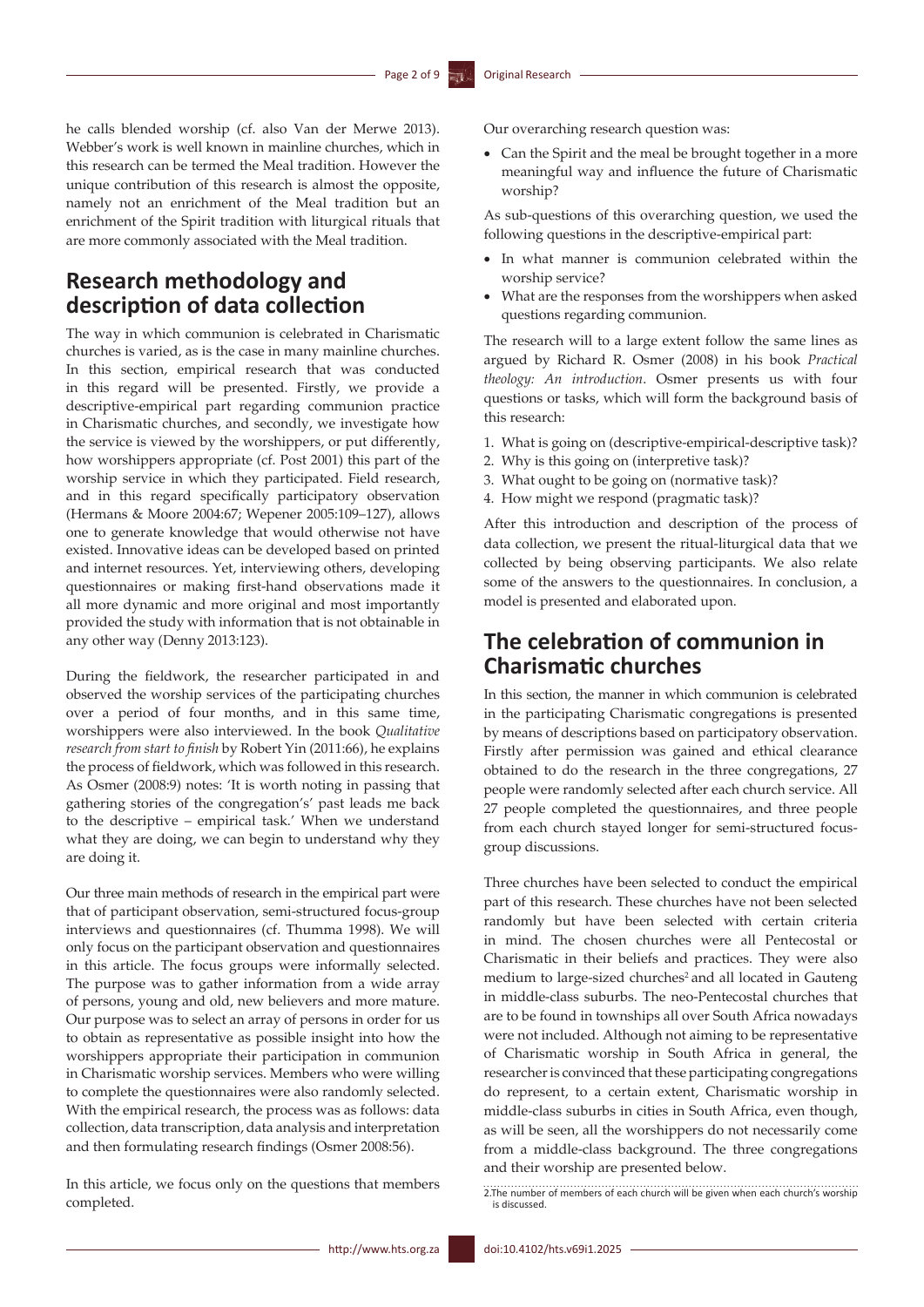he calls blended worship (cf. also Van der Merwe 2013). Webber's work is well known in mainline churches, which in this research can be termed the Meal tradition. However the unique contribution of this research is almost the opposite, namely not an enrichment of the Meal tradition but an enrichment of the Spirit tradition with liturgical rituals that are more commonly associated with the Meal tradition.

## Research methodology and description of data collection

The way in which communion is celebrated in Charismatic churches is varied, as is the case in many mainline churches. In this section, empirical research that was conducted in this regard will be presented. Firstly, we provide a descriptive-empirical part regarding communion practice in Charismatic churches, and secondly, we investigate how the service is viewed by the worshippers, or put differently, how worshippers appropriate (cf. Post 2001) this part of the worship service in which they participated. Field research, and in this regard specifically participatory observation (Hermans & Moore 2004:67; Wepener 2005:109–127), allows one to generate knowledge that would otherwise not have existed. Innovative ideas can be developed based on printed and internet resources. Yet, interviewing others, developing questionnaires or making first-hand observations made it all more dynamic and more original and most importantly provided the study with information that is not obtainable in any other way (Denny 2013:123).

During the fieldwork, the researcher participated in and observed the worship services of the participating churches over a period of four months, and in this same time, worshippers were also interviewed. In the book *Qualitative research from start to finish* by Robert Yin (2011:66), he explains the process of fieldwork, which was followed in this research. As Osmer (2008:9) notes: 'It is worth noting in passing that gathering stories of the congregation's' past leads me back to the descriptive – empirical task.' When we understand what they are doing, we can begin to understand why they are doing it.

Our three main methods of research in the empirical part were that of participant observation, semi-structured focus-group interviews and questionnaires (cf. Thumma 1998). We will only focus on the participant observation and questionnaires in this article. The focus groups were informally selected. The purpose was to gather information from a wide array of persons, young and old, new believers and more mature. Our purpose was to select an array of persons in order for us to obtain as representative as possible insight into how the worshippers appropriate their participation in communion in Charismatic worship services. Members who were willing to complete the questionnaires were also randomly selected. With the empirical research, the process was as follows: data collection, data transcription, data analysis and interpretation and then formulating research findings (Osmer 2008:56).

In this article, we focus only on the questions that members completed.

Our overarching research question was:

- Can the Spirit and the meal be brought together in a more meaningful way and influence the future of Charismatic worship?

As sub-questions of this overarching question, we used the following questions in the descriptive-empirical part:

- In what manner is communion celebrated within the worship service?
- What are the responses from the worshippers when asked questions regarding communion.

The research will to a large extent follow the same lines as argued by Richard R. Osmer (2008) in his book *Practical theology: An introduction*. Osmer presents us with four questions or tasks, which will form the background basis of this research:

1. What is going on (descriptive-empirical-descriptive task)?
2. Why is this going on (interpretive task)?
3. What ought to be going on (normative task)?
4. How might we respond (pragmatic task)?

After this introduction and description of the process of data collection, we present the ritual-liturgical data that we collected by being observing participants. We also relate some of the answers to the questionnaires. In conclusion, a model is presented and elaborated upon.

## The celebration of communion in Charismatic churches

In this section, the manner in which communion is celebrated in the participating Charismatic congregations is presented by means of descriptions based on participatory observation. Firstly after permission was gained and ethical clearance obtained to do the research in the three congregations, 27 people were randomly selected after each church service. All 27 people completed the questionnaires, and three people from each church stayed longer for semi-structured focus-group discussions.

Three churches have been selected to conduct the empirical part of this research. These churches have not been selected randomly but have been selected with certain criteria in mind. The chosen churches were all Pentecostal or Charismatic in their beliefs and practices. They were also medium to large-sized churches[2] and all located in Gauteng in middle-class suburbs. The neo-Pentecostal churches that are to be found in townships all over South Africa nowadays were not included. Although not aiming to be representative of Charismatic worship in South Africa in general, the researcher is convinced that these participating congregations do represent, to a certain extent, Charismatic worship in middle-class suburbs in cities in South Africa, even though, as will be seen, all the worshippers do not necessarily come from a middle-class background. The three congregations and their worship are presented below.

2.The number of members of each church will be given when each church's worship is discussed.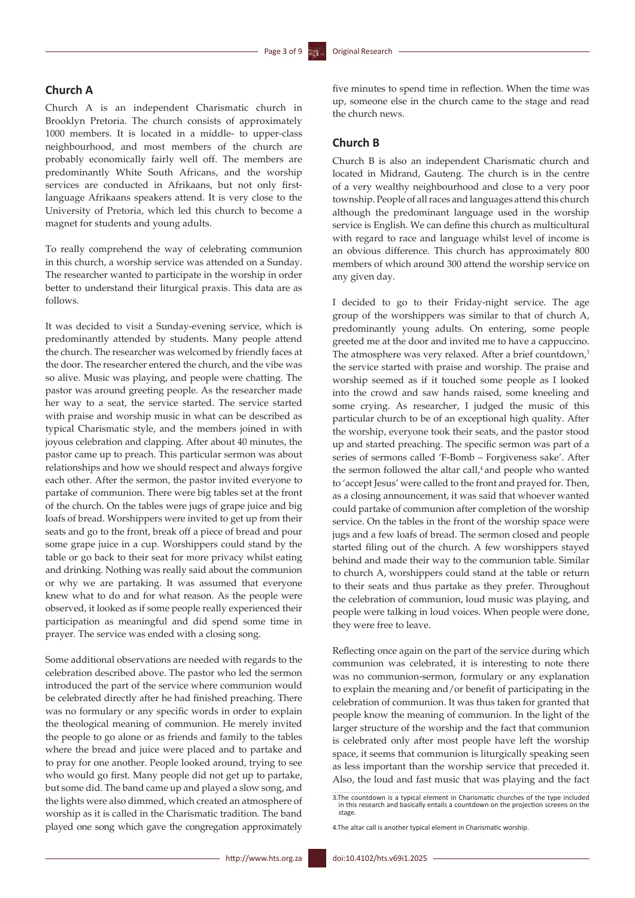## Church A

Church A is an independent Charismatic church in Brooklyn Pretoria. The church consists of approximately 1000 members. It is located in a middle- to upper-class neighbourhood, and most members of the church are probably economically fairly well off. The members are predominantly White South Africans, and the worship services are conducted in Afrikaans, but not only first-language Afrikaans speakers attend. It is very close to the University of Pretoria, which led this church to become a magnet for students and young adults.

To really comprehend the way of celebrating communion in this church, a worship service was attended on a Sunday. The researcher wanted to participate in the worship in order better to understand their liturgical praxis. This data are as follows.

It was decided to visit a Sunday-evening service, which is predominantly attended by students. Many people attend the church. The researcher was welcomed by friendly faces at the door. The researcher entered the church, and the vibe was so alive. Music was playing, and people were chatting. The pastor was around greeting people. As the researcher made her way to a seat, the service started. The service started with praise and worship music in what can be described as typical Charismatic style, and the members joined in with joyous celebration and clapping. After about 40 minutes, the pastor came up to preach. This particular sermon was about relationships and how we should respect and always forgive each other. After the sermon, the pastor invited everyone to partake of communion. There were big tables set at the front of the church. On the tables were jugs of grape juice and big loafs of bread. Worshippers were invited to get up from their seats and go to the front, break off a piece of bread and pour some grape juice in a cup. Worshippers could stand by the table or go back to their seat for more privacy whilst eating and drinking. Nothing was really said about the communion or why we are partaking. It was assumed that everyone knew what to do and for what reason. As the people were observed, it looked as if some people really experienced their participation as meaningful and did spend some time in prayer. The service was ended with a closing song.

Some additional observations are needed with regards to the celebration described above. The pastor who led the sermon introduced the part of the service where communion would be celebrated directly after he had finished preaching. There was no formulary or any specific words in order to explain the theological meaning of communion. He merely invited the people to go alone or as friends and family to the tables where the bread and juice were placed and to partake and to pray for one another. People looked around, trying to see who would go first. Many people did not get up to partake, but some did. The band came up and played a slow song, and the lights were also dimmed, which created an atmosphere of worship as it is called in the Charismatic tradition. The band played one song which gave the congregation approximately five minutes to spend time in reflection. When the time was up, someone else in the church came to the stage and read the church news.

## Church B

Church B is also an independent Charismatic church and located in Midrand, Gauteng. The church is in the centre of a very wealthy neighbourhood and close to a very poor township. People of all races and languages attend this church although the predominant language used in the worship service is English. We can define this church as multicultural with regard to race and language whilst level of income is an obvious difference. This church has approximately 800 members of which around 300 attend the worship service on any given day.

I decided to go to their Friday-night service. The age group of the worshippers was similar to that of church A, predominantly young adults. On entering, some people greeted me at the door and invited me to have a cappuccino. The atmosphere was very relaxed. After a brief countdown,[3] the service started with praise and worship. The praise and worship seemed as if it touched some people as I looked into the crowd and saw hands raised, some kneeling and some crying. As researcher, I judged the music of this particular church to be of an exceptional high quality. After the worship, everyone took their seats, and the pastor stood up and started preaching. The specific sermon was part of a series of sermons called 'F-Bomb – Forgiveness sake'. After the sermon followed the altar call,[4] and people who wanted to 'accept Jesus' were called to the front and prayed for. Then, as a closing announcement, it was said that whoever wanted could partake of communion after completion of the worship service. On the tables in the front of the worship space were jugs and a few loafs of bread. The sermon closed and people started filing out of the church. A few worshippers stayed behind and made their way to the communion table. Similar to church A, worshippers could stand at the table or return to their seats and thus partake as they prefer. Throughout the celebration of communion, loud music was playing, and people were talking in loud voices. When people were done, they were free to leave.

Reflecting once again on the part of the service during which communion was celebrated, it is interesting to note there was no communion-sermon, formulary or any explanation to explain the meaning and/or benefit of participating in the celebration of communion. It was thus taken for granted that people know the meaning of communion. In the light of the larger structure of the worship and the fact that communion is celebrated only after most people have left the worship space, it seems that communion is liturgically speaking seen as less important than the worship service that preceded it. Also, the loud and fast music that was playing and the fact

3.The countdown is a typical element in Charismatic churches of the type included in this research and basically entails a countdown on the projection screens on the stage.

4.The altar call is another typical element in Charismatic worship.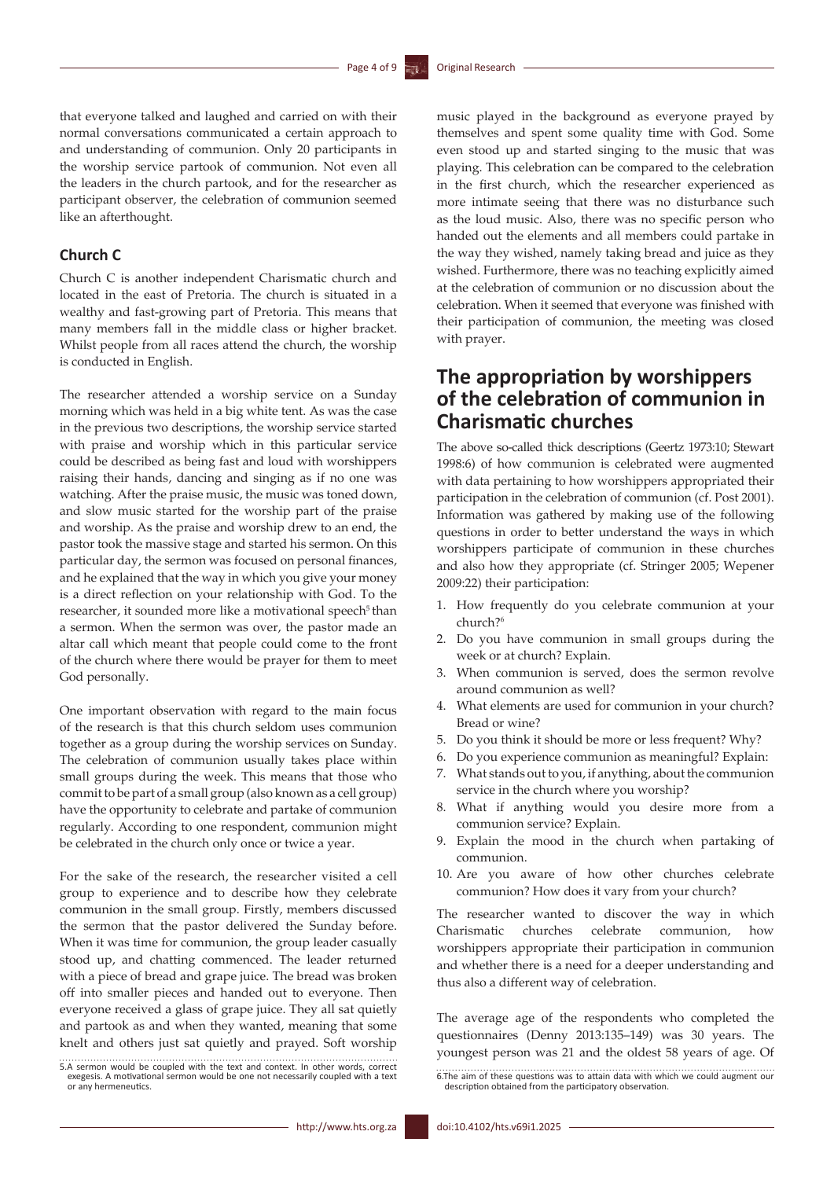that everyone talked and laughed and carried on with their normal conversations communicated a certain approach to and understanding of communion. Only 20 participants in the worship service partook of communion. Not even all the leaders in the church partook, and for the researcher as participant observer, the celebration of communion seemed like an afterthought.

### Church C

Church C is another independent Charismatic church and located in the east of Pretoria. The church is situated in a wealthy and fast-growing part of Pretoria. This means that many members fall in the middle class or higher bracket. Whilst people from all races attend the church, the worship is conducted in English.

The researcher attended a worship service on a Sunday morning which was held in a big white tent. As was the case in the previous two descriptions, the worship service started with praise and worship which in this particular service could be described as being fast and loud with worshippers raising their hands, dancing and singing as if no one was watching. After the praise music, the music was toned down, and slow music started for the worship part of the praise and worship. As the praise and worship drew to an end, the pastor took the massive stage and started his sermon. On this particular day, the sermon was focused on personal finances, and he explained that the way in which you give your money is a direct reflection on your relationship with God. To the researcher, it sounded more like a motivational speech[5] than a sermon. When the sermon was over, the pastor made an altar call which meant that people could come to the front of the church where there would be prayer for them to meet God personally.

One important observation with regard to the main focus of the research is that this church seldom uses communion together as a group during the worship services on Sunday. The celebration of communion usually takes place within small groups during the week. This means that those who commit to be part of a small group (also known as a cell group) have the opportunity to celebrate and partake of communion regularly. According to one respondent, communion might be celebrated in the church only once or twice a year.

For the sake of the research, the researcher visited a cell group to experience and to describe how they celebrate communion in the small group. Firstly, members discussed the sermon that the pastor delivered the Sunday before. When it was time for communion, the group leader casually stood up, and chatting commenced. The leader returned with a piece of bread and grape juice. The bread was broken off into smaller pieces and handed out to everyone. Then everyone received a glass of grape juice. They all sat quietly and partook as and when they wanted, meaning that some knelt and others just sat quietly and prayed. Soft worship music played in the background as everyone prayed by themselves and spent some quality time with God. Some even stood up and started singing to the music that was playing. This celebration can be compared to the celebration in the first church, which the researcher experienced as more intimate seeing that there was no disturbance such as the loud music. Also, there was no specific person who handed out the elements and all members could partake in the way they wished, namely taking bread and juice as they wished. Furthermore, there was no teaching explicitly aimed at the celebration of communion or no discussion about the celebration. When it seemed that everyone was finished with their participation of communion, the meeting was closed with prayer.

## The appropriation by worshippers of the celebration of communion in Charismatic churches

The above so-called thick descriptions (Geertz 1973:10; Stewart 1998:6) of how communion is celebrated were augmented with data pertaining to how worshippers appropriated their participation in the celebration of communion (cf. Post 2001). Information was gathered by making use of the following questions in order to better understand the ways in which worshippers participate of communion in these churches and also how they appropriate (cf. Stringer 2005; Wepener 2009:22) their participation:

1. How frequently do you celebrate communion at your church?[6]
2. Do you have communion in small groups during the week or at church? Explain.
3. When communion is served, does the sermon revolve around communion as well?
4. What elements are used for communion in your church? Bread or wine?
5. Do you think it should be more or less frequent? Why?
6. Do you experience communion as meaningful? Explain:
7. What stands out to you, if anything, about the communion service in the church where you worship?
8. What if anything would you desire more from a communion service? Explain.
9. Explain the mood in the church when partaking of communion.
10. Are you aware of how other churches celebrate communion? How does it vary from your church?

The researcher wanted to discover the way in which Charismatic churches celebrate communion, how worshippers appropriate their participation in communion and whether there is a need for a deeper understanding and thus also a different way of celebration.

The average age of the respondents who completed the questionnaires (Denny 2013:135–149) was 30 years. The youngest person was 21 and the oldest 58 years of age. Of

5.A sermon would be coupled with the text and context. In other words, correct exegesis. A motivational sermon would be one not necessarily coupled with a text or any hermeneutics.

6.The aim of these questions was to attain data with which we could augment our description obtained from the participatory observation.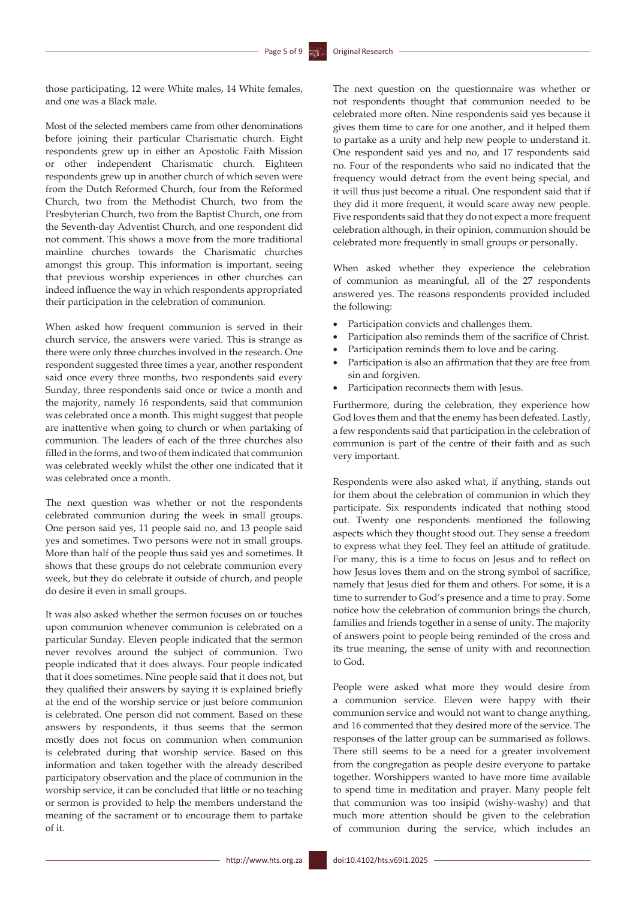those participating, 12 were White males, 14 White females, and one was a Black male.

Most of the selected members came from other denominations before joining their particular Charismatic church. Eight respondents grew up in either an Apostolic Faith Mission or other independent Charismatic church. Eighteen respondents grew up in another church of which seven were from the Dutch Reformed Church, four from the Reformed Church, two from the Methodist Church, two from the Presbyterian Church, two from the Baptist Church, one from the Seventh-day Adventist Church, and one respondent did not comment. This shows a move from the more traditional mainline churches towards the Charismatic churches amongst this group. This information is important, seeing that previous worship experiences in other churches can indeed influence the way in which respondents appropriated their participation in the celebration of communion.

When asked how frequent communion is served in their church service, the answers were varied. This is strange as there were only three churches involved in the research. One respondent suggested three times a year, another respondent said once every three months, two respondents said every Sunday, three respondents said once or twice a month and the majority, namely 16 respondents, said that communion was celebrated once a month. This might suggest that people are inattentive when going to church or when partaking of communion. The leaders of each of the three churches also filled in the forms, and two of them indicated that communion was celebrated weekly whilst the other one indicated that it was celebrated once a month.

The next question was whether or not the respondents celebrated communion during the week in small groups. One person said yes, 11 people said no, and 13 people said yes and sometimes. Two persons were not in small groups. More than half of the people thus said yes and sometimes. It shows that these groups do not celebrate communion every week, but they do celebrate it outside of church, and people do desire it even in small groups.

It was also asked whether the sermon focuses on or touches upon communion whenever communion is celebrated on a particular Sunday. Eleven people indicated that the sermon never revolves around the subject of communion. Two people indicated that it does always. Four people indicated that it does sometimes. Nine people said that it does not, but they qualified their answers by saying it is explained briefly at the end of the worship service or just before communion is celebrated. One person did not comment. Based on these answers by respondents, it thus seems that the sermon mostly does not focus on communion when communion is celebrated during that worship service. Based on this information and taken together with the already described participatory observation and the place of communion in the worship service, it can be concluded that little or no teaching or sermon is provided to help the members understand the meaning of the sacrament or to encourage them to partake of it.

The next question on the questionnaire was whether or not respondents thought that communion needed to be celebrated more often. Nine respondents said yes because it gives them time to care for one another, and it helped them to partake as a unity and help new people to understand it. One respondent said yes and no, and 17 respondents said no. Four of the respondents who said no indicated that the frequency would detract from the event being special, and it will thus just become a ritual. One respondent said that if they did it more frequent, it would scare away new people. Five respondents said that they do not expect a more frequent celebration although, in their opinion, communion should be celebrated more frequently in small groups or personally.

When asked whether they experience the celebration of communion as meaningful, all of the 27 respondents answered yes. The reasons respondents provided included the following:

- Participation convicts and challenges them.
- Participation also reminds them of the sacrifice of Christ.
- Participation reminds them to love and be caring.
- Participation is also an affirmation that they are free from sin and forgiven.
- Participation reconnects them with Jesus.

Furthermore, during the celebration, they experience how God loves them and that the enemy has been defeated. Lastly, a few respondents said that participation in the celebration of communion is part of the centre of their faith and as such very important.

Respondents were also asked what, if anything, stands out for them about the celebration of communion in which they participate. Six respondents indicated that nothing stood out. Twenty one respondents mentioned the following aspects which they thought stood out. They sense a freedom to express what they feel. They feel an attitude of gratitude. For many, this is a time to focus on Jesus and to reflect on how Jesus loves them and on the strong symbol of sacrifice, namely that Jesus died for them and others. For some, it is a time to surrender to God's presence and a time to pray. Some notice how the celebration of communion brings the church, families and friends together in a sense of unity. The majority of answers point to people being reminded of the cross and its true meaning, the sense of unity with and reconnection to God.

People were asked what more they would desire from a communion service. Eleven were happy with their communion service and would not want to change anything, and 16 commented that they desired more of the service. The responses of the latter group can be summarised as follows. There still seems to be a need for a greater involvement from the congregation as people desire everyone to partake together. Worshippers wanted to have more time available to spend time in meditation and prayer. Many people felt that communion was too insipid (wishy-washy) and that much more attention should be given to the celebration of communion during the service, which includes an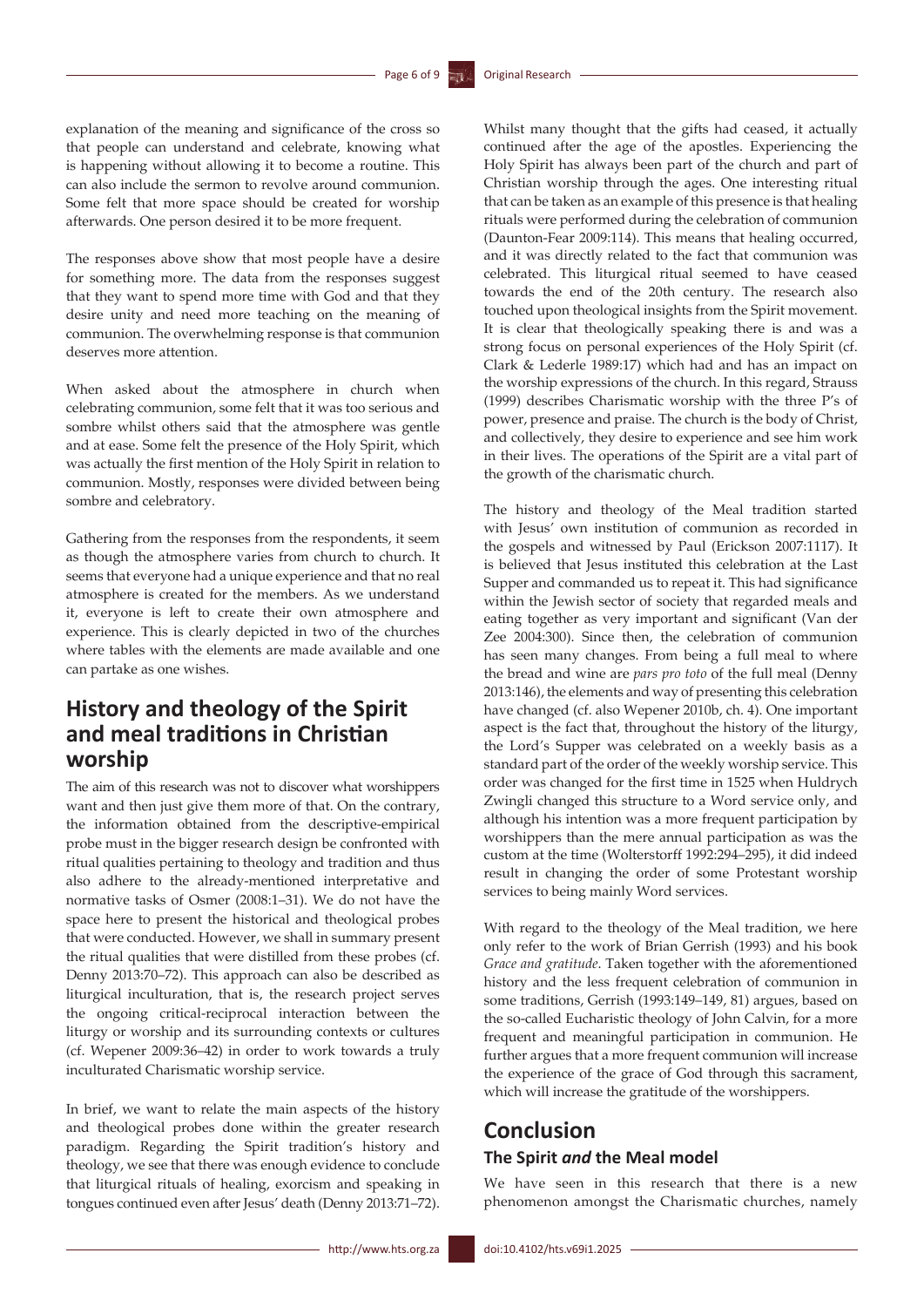explanation of the meaning and significance of the cross so that people can understand and celebrate, knowing what is happening without allowing it to become a routine. This can also include the sermon to revolve around communion. Some felt that more space should be created for worship afterwards. One person desired it to be more frequent.

The responses above show that most people have a desire for something more. The data from the responses suggest that they want to spend more time with God and that they desire unity and need more teaching on the meaning of communion. The overwhelming response is that communion deserves more attention.

When asked about the atmosphere in church when celebrating communion, some felt that it was too serious and sombre whilst others said that the atmosphere was gentle and at ease. Some felt the presence of the Holy Spirit, which was actually the first mention of the Holy Spirit in relation to communion. Mostly, responses were divided between being sombre and celebratory.

Gathering from the responses from the respondents, it seem as though the atmosphere varies from church to church. It seems that everyone had a unique experience and that no real atmosphere is created for the members. As we understand it, everyone is left to create their own atmosphere and experience. This is clearly depicted in two of the churches where tables with the elements are made available and one can partake as one wishes.

## History and theology of the Spirit and meal traditions in Christian worship

The aim of this research was not to discover what worshippers want and then just give them more of that. On the contrary, the information obtained from the descriptive-empirical probe must in the bigger research design be confronted with ritual qualities pertaining to theology and tradition and thus also adhere to the already-mentioned interpretative and normative tasks of Osmer (2008:1–31). We do not have the space here to present the historical and theological probes that were conducted. However, we shall in summary present the ritual qualities that were distilled from these probes (cf. Denny 2013:70–72). This approach can also be described as liturgical inculturation, that is, the research project serves the ongoing critical-reciprocal interaction between the liturgy or worship and its surrounding contexts or cultures (cf. Wepener 2009:36–42) in order to work towards a truly inculturated Charismatic worship service.

In brief, we want to relate the main aspects of the history and theological probes done within the greater research paradigm. Regarding the Spirit tradition's history and theology, we see that there was enough evidence to conclude that liturgical rituals of healing, exorcism and speaking in tongues continued even after Jesus' death (Denny 2013:71–72). Whilst many thought that the gifts had ceased, it actually continued after the age of the apostles. Experiencing the Holy Spirit has always been part of the church and part of Christian worship through the ages. One interesting ritual that can be taken as an example of this presence is that healing rituals were performed during the celebration of communion (Daunton-Fear 2009:114). This means that healing occurred, and it was directly related to the fact that communion was celebrated. This liturgical ritual seemed to have ceased towards the end of the 20th century. The research also touched upon theological insights from the Spirit movement. It is clear that theologically speaking there is and was a strong focus on personal experiences of the Holy Spirit (cf. Clark & Lederle 1989:17) which had and has an impact on the worship expressions of the church. In this regard, Strauss (1999) describes Charismatic worship with the three P's of power, presence and praise. The church is the body of Christ, and collectively, they desire to experience and see him work in their lives. The operations of the Spirit are a vital part of the growth of the charismatic church.

The history and theology of the Meal tradition started with Jesus' own institution of communion as recorded in the gospels and witnessed by Paul (Erickson 2007:1117). It is believed that Jesus instituted this celebration at the Last Supper and commanded us to repeat it. This had significance within the Jewish sector of society that regarded meals and eating together as very important and significant (Van der Zee 2004:300). Since then, the celebration of communion has seen many changes. From being a full meal to where the bread and wine are *pars pro toto* of the full meal (Denny 2013:146), the elements and way of presenting this celebration have changed (cf. also Wepener 2010b, ch. 4). One important aspect is the fact that, throughout the history of the liturgy, the Lord's Supper was celebrated on a weekly basis as a standard part of the order of the weekly worship service. This order was changed for the first time in 1525 when Huldrych Zwingli changed this structure to a Word service only, and although his intention was a more frequent participation by worshippers than the mere annual participation as was the custom at the time (Wolterstorff 1992:294–295), it did indeed result in changing the order of some Protestant worship services to being mainly Word services.

With regard to the theology of the Meal tradition, we here only refer to the work of Brian Gerrish (1993) and his book *Grace and gratitude*. Taken together with the aforementioned history and the less frequent celebration of communion in some traditions, Gerrish (1993:149–149, 81) argues, based on the so-called Eucharistic theology of John Calvin, for a more frequent and meaningful participation in communion. He further argues that a more frequent communion will increase the experience of the grace of God through this sacrament, which will increase the gratitude of the worshippers.

## Conclusion

### The Spirit *and* the Meal model

We have seen in this research that there is a new phenomenon amongst the Charismatic churches, namely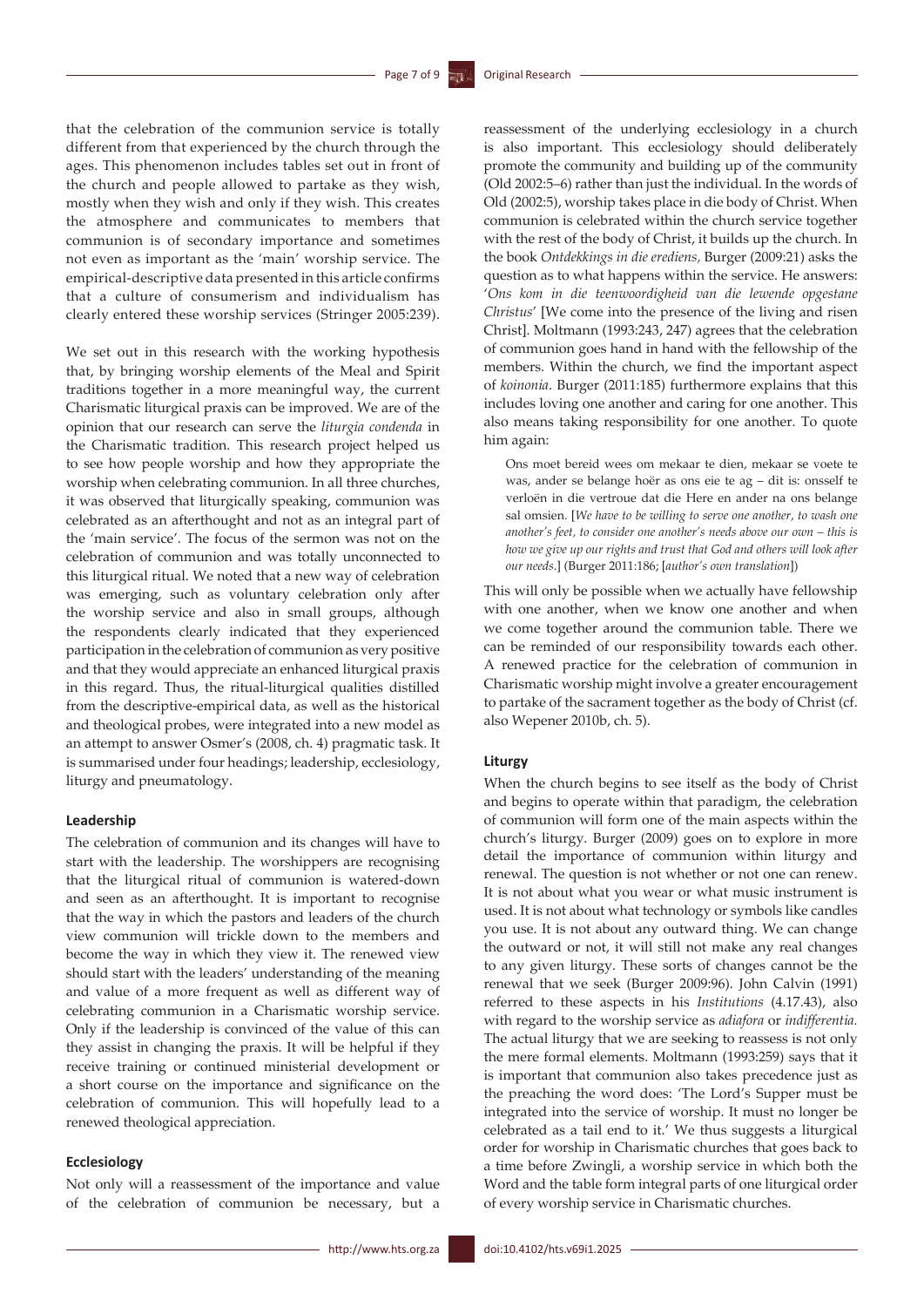that the celebration of the communion service is totally different from that experienced by the church through the ages. This phenomenon includes tables set out in front of the church and people allowed to partake as they wish, mostly when they wish and only if they wish. This creates the atmosphere and communicates to members that communion is of secondary importance and sometimes not even as important as the 'main' worship service. The empirical-descriptive data presented in this article confirms that a culture of consumerism and individualism has clearly entered these worship services (Stringer 2005:239).

We set out in this research with the working hypothesis that, by bringing worship elements of the Meal and Spirit traditions together in a more meaningful way, the current Charismatic liturgical praxis can be improved. We are of the opinion that our research can serve the *liturgia condenda* in the Charismatic tradition. This research project helped us to see how people worship and how they appropriate the worship when celebrating communion. In all three churches, it was observed that liturgically speaking, communion was celebrated as an afterthought and not as an integral part of the 'main service'. The focus of the sermon was not on the celebration of communion and was totally unconnected to this liturgical ritual. We noted that a new way of celebration was emerging, such as voluntary celebration only after the worship service and also in small groups, although the respondents clearly indicated that they experienced participation in the celebration of communion as very positive and that they would appreciate an enhanced liturgical praxis in this regard. Thus, the ritual-liturgical qualities distilled from the descriptive-empirical data, as well as the historical and theological probes, were integrated into a new model as an attempt to answer Osmer's (2008, ch. 4) pragmatic task. It is summarised under four headings; leadership, ecclesiology, liturgy and pneumatology.

#### Leadership

The celebration of communion and its changes will have to start with the leadership. The worshippers are recognising that the liturgical ritual of communion is watered-down and seen as an afterthought. It is important to recognise that the way in which the pastors and leaders of the church view communion will trickle down to the members and become the way in which they view it. The renewed view should start with the leaders' understanding of the meaning and value of a more frequent as well as different way of celebrating communion in a Charismatic worship service. Only if the leadership is convinced of the value of this can they assist in changing the praxis. It will be helpful if they receive training or continued ministerial development or a short course on the importance and significance on the celebration of communion. This will hopefully lead to a renewed theological appreciation.

#### Ecclesiology

Not only will a reassessment of the importance and value of the celebration of communion be necessary, but a reassessment of the underlying ecclesiology in a church is also important. This ecclesiology should deliberately promote the community and building up of the community (Old 2002:5–6) rather than just the individual. In the words of Old (2002:5), worship takes place in die body of Christ. When communion is celebrated within the church service together with the rest of the body of Christ, it builds up the church. In the book *Ontdekkings in die erediens,* Burger (2009:21) asks the question as to what happens within the service. He answers: '*Ons kom in die teenwoordigheid van die lewende opgestane Christus*' [We come into the presence of the living and risen Christ]. Moltmann (1993:243, 247) agrees that the celebration of communion goes hand in hand with the fellowship of the members. Within the church, we find the important aspect of *koinonia*. Burger (2011:185) furthermore explains that this includes loving one another and caring for one another. This also means taking responsibility for one another. To quote him again:

> Ons moet bereid wees om mekaar te dien, mekaar se voete te was, ander se belange hoër as ons eie te ag – dit is: onsself te verloën in die vertroue dat die Here en ander na ons belange sal omsien. [*We have to be willing to serve one another, to wash one another's feet, to consider one another's needs above our own – this is how we give up our rights and trust that God and others will look after our needs*.] (Burger 2011:186; [*author's own translation*])

This will only be possible when we actually have fellowship with one another, when we know one another and when we come together around the communion table. There we can be reminded of our responsibility towards each other. A renewed practice for the celebration of communion in Charismatic worship might involve a greater encouragement to partake of the sacrament together as the body of Christ (cf. also Wepener 2010b, ch. 5).

#### Liturgy

When the church begins to see itself as the body of Christ and begins to operate within that paradigm, the celebration of communion will form one of the main aspects within the church's liturgy. Burger (2009) goes on to explore in more detail the importance of communion within liturgy and renewal. The question is not whether or not one can renew. It is not about what you wear or what music instrument is used. It is not about what technology or symbols like candles you use. It is not about any outward thing. We can change the outward or not, it will still not make any real changes to any given liturgy. These sorts of changes cannot be the renewal that we seek (Burger 2009:96). John Calvin (1991) referred to these aspects in his *Institutions* (4.17.43), also with regard to the worship service as *adiafora* or *indifferentia.* The actual liturgy that we are seeking to reassess is not only the mere formal elements. Moltmann (1993:259) says that it is important that communion also takes precedence just as the preaching the word does: 'The Lord's Supper must be integrated into the service of worship. It must no longer be celebrated as a tail end to it.' We thus suggests a liturgical order for worship in Charismatic churches that goes back to a time before Zwingli, a worship service in which both the Word and the table form integral parts of one liturgical order of every worship service in Charismatic churches.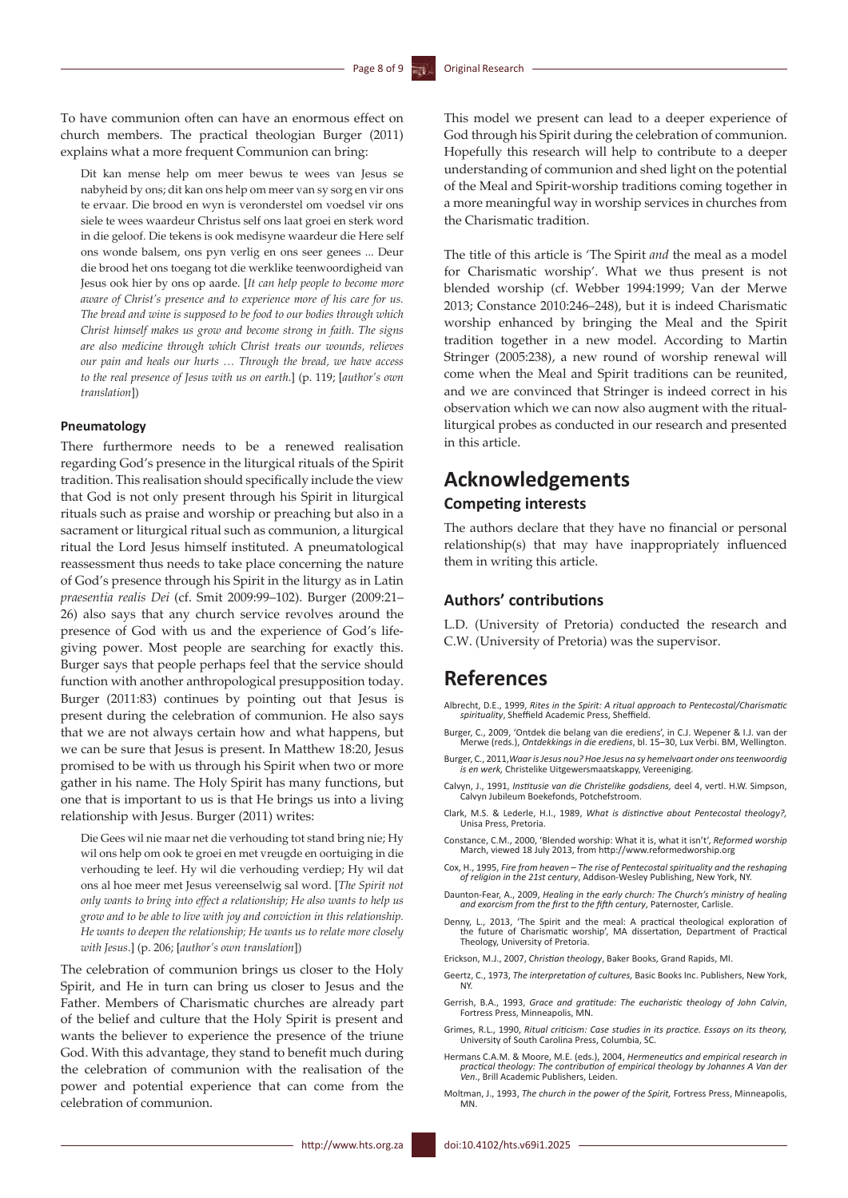To have communion often can have an enormous effect on church members. The practical theologian Burger (2011) explains what a more frequent Communion can bring:

> Dit kan mense help om meer bewus te wees van Jesus se nabyheid by ons; dit kan ons help om meer van sy sorg en vir ons te ervaar. Die brood en wyn is veronderstel om voedsel vir ons siele te wees waardeur Christus self ons laat groei en sterk word in die geloof. Die tekens is ook medisyne waardeur die Here self ons wonde balsem, ons pyn verlig en ons seer genees ... Deur die brood het ons toegang tot die werklike teenwoordigheid van Jesus ook hier by ons op aarde. [*It can help people to become more aware of Christ's presence and to experience more of his care for us. The bread and wine is supposed to be food to our bodies through which Christ himself makes us grow and become strong in faith. The signs are also medicine through which Christ treats our wounds, relieves our pain and heals our hurts … Through the bread, we have access to the real presence of Jesus with us on earth.*] (p. 119; [*author's own translation*])

#### Pneumatology

There furthermore needs to be a renewed realisation regarding God's presence in the liturgical rituals of the Spirit tradition. This realisation should specifically include the view that God is not only present through his Spirit in liturgical rituals such as praise and worship or preaching but also in a sacrament or liturgical ritual such as communion, a liturgical ritual the Lord Jesus himself instituted. A pneumatological reassessment thus needs to take place concerning the nature of God's presence through his Spirit in the liturgy as in Latin *praesentia realis Dei* (cf. Smit 2009:99–102). Burger (2009:21–26) also says that any church service revolves around the presence of God with us and the experience of God's life-giving power. Most people are searching for exactly this. Burger says that people perhaps feel that the service should function with another anthropological presupposition today. Burger (2011:83) continues by pointing out that Jesus is present during the celebration of communion. He also says that we are not always certain how and what happens, but we can be sure that Jesus is present. In Matthew 18:20, Jesus promised to be with us through his Spirit when two or more gather in his name. The Holy Spirit has many functions, but one that is important to us is that He brings us into a living relationship with Jesus. Burger (2011) writes:

> Die Gees wil nie maar net die verhouding tot stand bring nie; Hy wil ons help om ook te groei en met vreugde en oortuiging in die verhouding te leef. Hy wil die verhouding verdiep; Hy wil dat ons al hoe meer met Jesus vereenselwig sal word. [*The Spirit not only wants to bring into effect a relationship; He also wants to help us grow and to be able to live with joy and conviction in this relationship. He wants to deepen the relationship; He wants us to relate more closely with Jesus.*] (p. 206; [*author's own translation*])

The celebration of communion brings us closer to the Holy Spirit, and He in turn can bring us closer to Jesus and the Father. Members of Charismatic churches are already part of the belief and culture that the Holy Spirit is present and wants the believer to experience the presence of the triune God. With this advantage, they stand to benefit much during the celebration of communion with the realisation of the power and potential experience that can come from the celebration of communion.

This model we present can lead to a deeper experience of God through his Spirit during the celebration of communion. Hopefully this research will help to contribute to a deeper understanding of communion and shed light on the potential of the Meal and Spirit-worship traditions coming together in a more meaningful way in worship services in churches from the Charismatic tradition.

The title of this article is 'The Spirit *and* the meal as a model for Charismatic worship'. What we thus present is not blended worship (cf. Webber 1994:1999; Van der Merwe 2013; Constance 2010:246–248), but it is indeed Charismatic worship enhanced by bringing the Meal and the Spirit tradition together in a new model. According to Martin Stringer (2005:238), a new round of worship renewal will come when the Meal and Spirit traditions can be reunited, and we are convinced that Stringer is indeed correct in his observation which we can now also augment with the ritual-liturgical probes as conducted in our research and presented in this article.

## Acknowledgements

### Competing interests

The authors declare that they have no financial or personal relationship(s) that may have inappropriately influenced them in writing this article.

### Authors' contributions

L.D. (University of Pretoria) conducted the research and C.W. (University of Pretoria) was the supervisor.

## References

Albrecht, D.E., 1999, *Rites in the Spirit: A ritual approach to Pentecostal/Charismatic spirituality*, Sheffield Academic Press, Sheffield.

Burger, C., 2009, 'Ontdek die belang van die erediens', in C.J. Wepener & I.J. van der Merwe (reds.), *Ontdekkings in die erediens*, bl. 15–30, Lux Verbi. BM, Wellington.

Burger, C., 2011, *Waar is Jesus nou? Hoe Jesus na sy hemelvaart onder ons teenwoordig is en werk,* Christelike Uitgewersmaatskappy, Vereeniging.

Calvyn, J., 1991, *Institusie van die Christelike godsdiens,* deel 4, vertl. H.W. Simpson, Calvyn Jubileum Boekefonds, Potchefstroom.

Clark, M.S. & Lederle, H.I., 1989, *What is distinctive about Pentecostal theology?,* Unisa Press, Pretoria.

Constance, C.M., 2000, 'Blended worship: What it is, what it isn't', *Reformed worship* March, viewed 18 July 2013, from http://www.reformedworship.org

Cox, H., 1995, *Fire from heaven – The rise of Pentecostal spirituality and the reshaping of religion in the 21st century*, Addison-Wesley Publishing, New York, NY.

Daunton-Fear, A., 2009, *Healing in the early church: The Church's ministry of healing and exorcism from the first to the fifth century*, Paternoster, Carlisle.

Denny, L., 2013, 'The Spirit and the meal: A practical theological exploration of the future of Charismatic worship', MA dissertation, Department of Practical Theology, University of Pretoria.

Erickson, M.J., 2007, *Christian theology*, Baker Books, Grand Rapids, MI.

Geertz, C., 1973, *The interpretation of cultures,* Basic Books Inc. Publishers, New York, NY.

Gerrish, B.A., 1993, *Grace and gratitude: The eucharistic theology of John Calvin*, Fortress Press, Minneapolis, MN.

Grimes, R.L., 1990, *Ritual criticism: Case studies in its practice. Essays on its theory,* University of South Carolina Press, Columbia, SC.

Hermans C.A.M. & Moore, M.E. (eds.), 2004, *Hermeneutics and empirical research in practical theology: The contribution of empirical theology by Johannes A Van der Ven*., Brill Academic Publishers, Leiden.

Moltman, J., 1993, *The church in the power of the Spirit,* Fortress Press, Minneapolis, MN.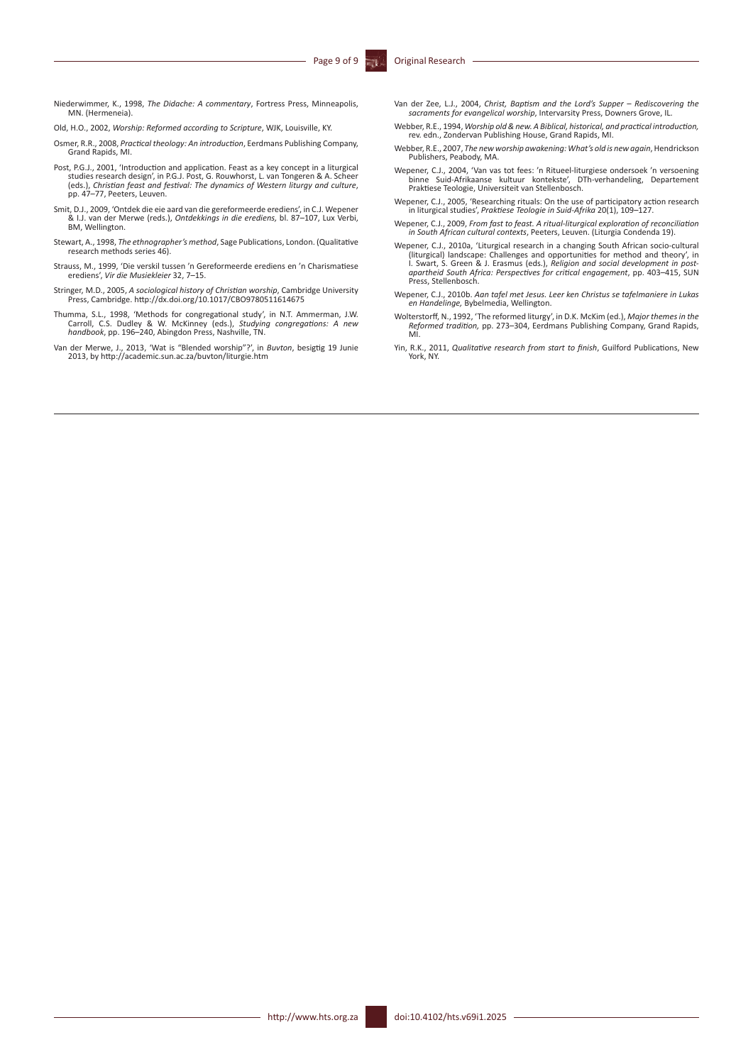Niederwimmer, K., 1998, *The Didache: A commentary*, Fortress Press, Minneapolis, MN. (Hermeneia).

Old, H.O., 2002, *Worship: Reformed according to Scripture*, WJK, Louisville, KY.

Osmer, R.R., 2008, *Practical theology: An introduction*, Eerdmans Publishing Company, Grand Rapids, MI.

Post, P.G.J., 2001, 'Introduction and application. Feast as a key concept in a liturgical studies research design', in P.G.J. Post, G. Rouwhorst, L. van Tongeren & A. Scheer (eds.), *Christian feast and festival: The dynamics of Western liturgy and culture*, pp. 47–77, Peeters, Leuven.

Smit, D.J., 2009, 'Ontdek die eie aard van die gereformeerde erediens', in C.J. Wepener & I.J. van der Merwe (reds.), *Ontdekkings in die erediens*, bl. 87–107, Lux Verbi, BM, Wellington.

Stewart, A., 1998, *The ethnographer's method*, Sage Publications, London. (Qualitative research methods series 46).

Strauss, M., 1999, 'Die verskil tussen 'n Gereformeerde erediens en 'n Charismatiese erediens', *Vir die Musiekleier* 32, 7–15.

Stringer, M.D., 2005, *A sociological history of Christian worship*, Cambridge University Press, Cambridge. http://dx.doi.org/10.1017/CBO9780511614675

Thumma, S.L., 1998, 'Methods for congregational study', in N.T. Ammerman, J.W. Carroll, C.S. Dudley & W. McKinney (eds.), *Studying congregations: A new handbook*, pp. 196–240, Abingdon Press, Nashville, TN.

Van der Merwe, J., 2013, 'Wat is "Blended worship"?', in *Buvton*, besigtig 19 Junie 2013, by http://academic.sun.ac.za/buvton/liturgie.htm

Van der Zee, L.J., 2004, *Christ, Baptism and the Lord's Supper – Rediscovering the sacraments for evangelical worship*, Intervarsity Press, Downers Grove, IL.

Webber, R.E., 1994, *Worship old & new. A Biblical, historical, and practical introduction,* rev. edn., Zondervan Publishing House, Grand Rapids, MI.

Webber, R.E., 2007, *The new worship awakening: What's old is new again*, Hendrickson Publishers, Peabody, MA.

Wepener, C.J., 2004, 'Van vas tot fees: 'n Ritueel-liturgiese ondersoek 'n versoening binne Suid-Afrikaanse kultuur kontekste', DTh-verhandeling, Departement Praktiese Teologie, Universiteit van Stellenbosch.

Wepener, C.J., 2005, 'Researching rituals: On the use of participatory action research in liturgical studies', *Praktiese Teologie in Suid-Afrika* 20(1), 109–127.

Wepener, C.J., 2009, *From fast to feast. A ritual-liturgical exploration of reconciliation in South African cultural contexts*, Peeters, Leuven. (Liturgia Condenda 19).

Wepener, C.J., 2010a, 'Liturgical research in a changing South African socio-cultural (liturgical) landscape: Challenges and opportunities for method and theory', in I. Swart, S. Green & J. Erasmus (eds.), *Religion and social development in post-apartheid South Africa: Perspectives for critical engagement*, pp. 403–415, SUN Press, Stellenbosch.

Wepener, C.J., 2010b. *Aan tafel met Jesus. Leer ken Christus se tafelmaniere in Lukas en Handelinge,* Bybelmedia, Wellington.

Wolterstorff, N., 1992, 'The reformed liturgy', in D.K. McKim (ed.), *Major themes in the Reformed tradition,* pp. 273–304, Eerdmans Publishing Company, Grand Rapids, MI.

Yin, R.K., 2011, *Qualitative research from start to finish*, Guilford Publications, New York, NY.